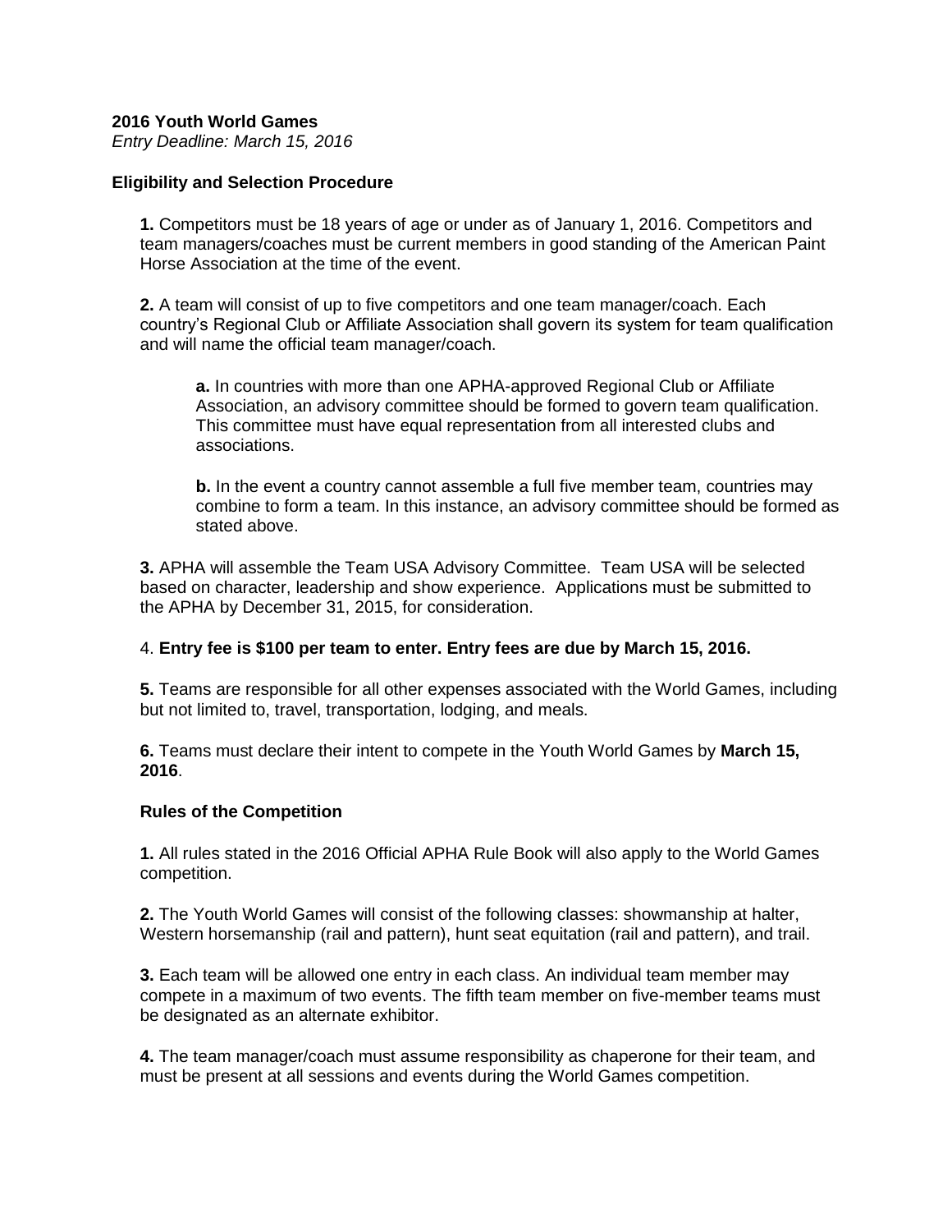**2016 Youth World Games**

*Entry Deadline: March 15, 2016*

**Eligibility and Selection Procedure**

**1.** Competitors must be 18 years of age or under as of January 1, 2016. Competitors and team managers/coaches must be current members in good standing of the American Paint Horse Association at the time of the event.

**2.** A team will consist of up to five competitors and one team manager/coach. Each country's Regional Club or Affiliate Association shall govern its system for team qualification and will name the official team manager/coach.

> **a.** In countries with more than one APHA-approved Regional Club or Affiliate Association, an advisory committee should be formed to govern team qualification. This committee must have equal representation from all interested clubs and associations.
>
> **b.** In the event a country cannot assemble a full five member team, countries may combine to form a team. In this instance, an advisory committee should be formed as stated above.

**3.** APHA will assemble the Team USA Advisory Committee. Team USA will be selected based on character, leadership and show experience. Applications must be submitted to the APHA by December 31, 2015, for consideration.

4. **Entry fee is $100 per team to enter. Entry fees are due by March 15, 2016.**

**5.** Teams are responsible for all other expenses associated with the World Games, including but not limited to, travel, transportation, lodging, and meals.

**6.** Teams must declare their intent to compete in the Youth World Games by **March 15, 2016**.

**Rules of the Competition**

**1.** All rules stated in the 2016 Official APHA Rule Book will also apply to the World Games competition.

**2.** The Youth World Games will consist of the following classes: showmanship at halter, Western horsemanship (rail and pattern), hunt seat equitation (rail and pattern), and trail.

**3.** Each team will be allowed one entry in each class. An individual team member may compete in a maximum of two events. The fifth team member on five-member teams must be designated as an alternate exhibitor.

**4.** The team manager/coach must assume responsibility as chaperone for their team, and must be present at all sessions and events during the World Games competition.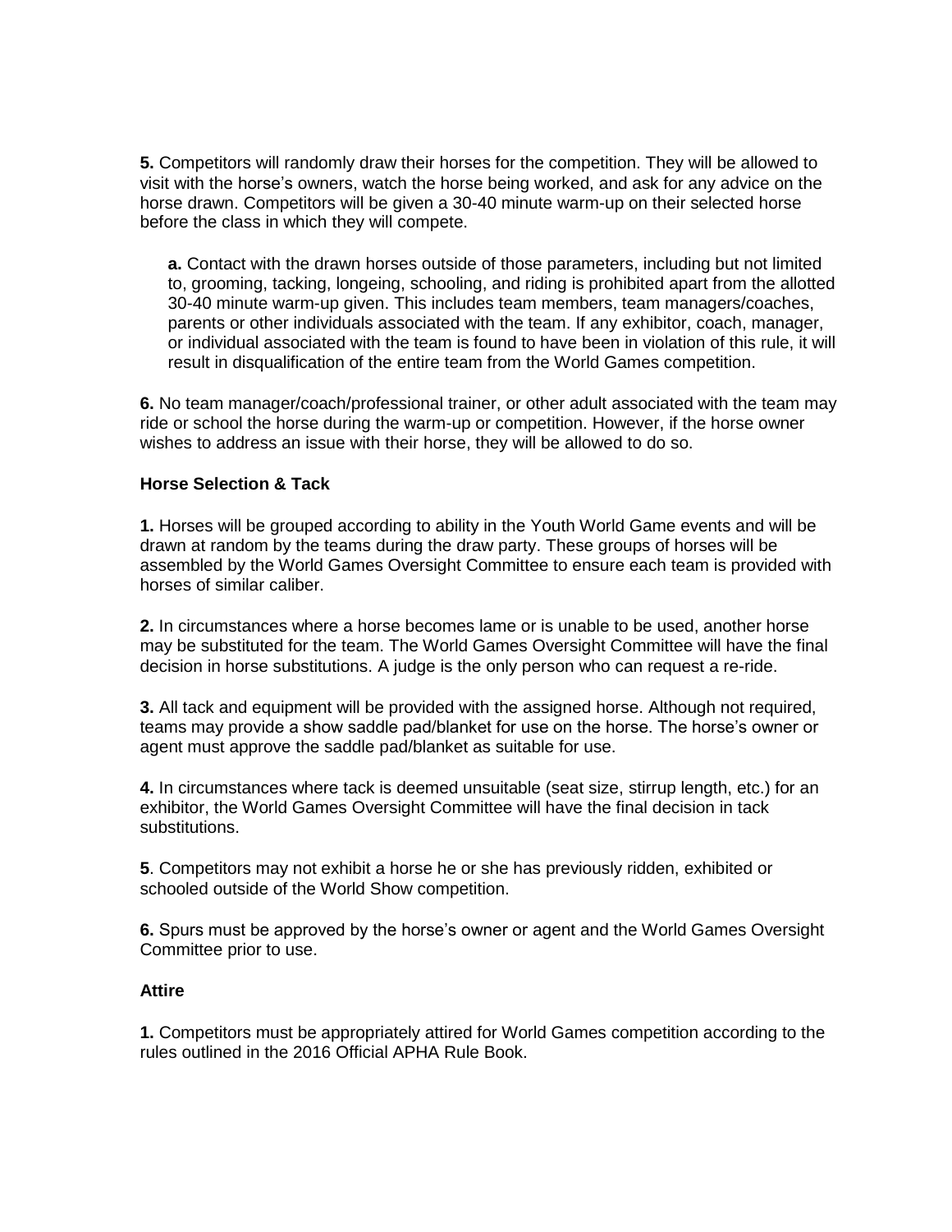**5.** Competitors will randomly draw their horses for the competition. They will be allowed to visit with the horse's owners, watch the horse being worked, and ask for any advice on the horse drawn. Competitors will be given a 30-40 minute warm-up on their selected horse before the class in which they will compete.

> **a.** Contact with the drawn horses outside of those parameters, including but not limited to, grooming, tacking, longeing, schooling, and riding is prohibited apart from the allotted 30-40 minute warm-up given. This includes team members, team managers/coaches, parents or other individuals associated with the team. If any exhibitor, coach, manager, or individual associated with the team is found to have been in violation of this rule, it will result in disqualification of the entire team from the World Games competition.

**6.** No team manager/coach/professional trainer, or other adult associated with the team may ride or school the horse during the warm-up or competition. However, if the horse owner wishes to address an issue with their horse, they will be allowed to do so.

**Horse Selection & Tack**

**1.** Horses will be grouped according to ability in the Youth World Game events and will be drawn at random by the teams during the draw party. These groups of horses will be assembled by the World Games Oversight Committee to ensure each team is provided with horses of similar caliber.

**2.** In circumstances where a horse becomes lame or is unable to be used, another horse may be substituted for the team. The World Games Oversight Committee will have the final decision in horse substitutions. A judge is the only person who can request a re-ride.

**3.** All tack and equipment will be provided with the assigned horse. Although not required, teams may provide a show saddle pad/blanket for use on the horse. The horse's owner or agent must approve the saddle pad/blanket as suitable for use.

**4.** In circumstances where tack is deemed unsuitable (seat size, stirrup length, etc.) for an exhibitor, the World Games Oversight Committee will have the final decision in tack substitutions.

**5**. Competitors may not exhibit a horse he or she has previously ridden, exhibited or schooled outside of the World Show competition.

**6.** Spurs must be approved by the horse's owner or agent and the World Games Oversight Committee prior to use.

**Attire**

**1.** Competitors must be appropriately attired for World Games competition according to the rules outlined in the 2016 Official APHA Rule Book.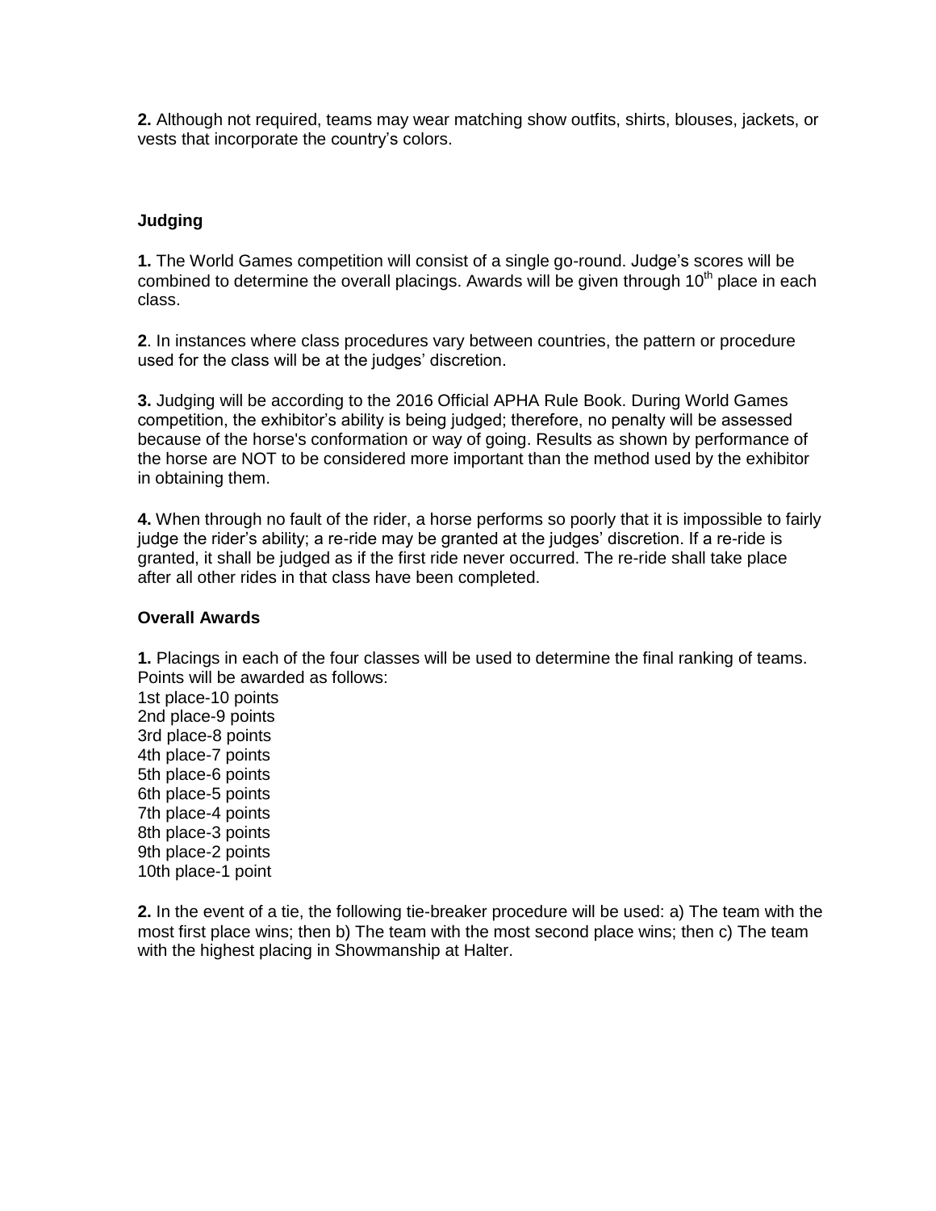**2.** Although not required, teams may wear matching show outfits, shirts, blouses, jackets, or vests that incorporate the country's colors.

### Judging

**1.** The World Games competition will consist of a single go-round. Judge's scores will be combined to determine the overall placings. Awards will be given through 10th place in each class.

**2**. In instances where class procedures vary between countries, the pattern or procedure used for the class will be at the judges' discretion.

**3.** Judging will be according to the 2016 Official APHA Rule Book. During World Games competition, the exhibitor's ability is being judged; therefore, no penalty will be assessed because of the horse's conformation or way of going. Results as shown by performance of the horse are NOT to be considered more important than the method used by the exhibitor in obtaining them.

**4.** When through no fault of the rider, a horse performs so poorly that it is impossible to fairly judge the rider's ability; a re-ride may be granted at the judges' discretion. If a re-ride is granted, it shall be judged as if the first ride never occurred. The re-ride shall take place after all other rides in that class have been completed.

### Overall Awards

**1.** Placings in each of the four classes will be used to determine the final ranking of teams. Points will be awarded as follows:

1st place-10 points
2nd place-9 points
3rd place-8 points
4th place-7 points
5th place-6 points
6th place-5 points
7th place-4 points
8th place-3 points
9th place-2 points
10th place-1 point

**2.** In the event of a tie, the following tie-breaker procedure will be used: a) The team with the most first place wins; then b) The team with the most second place wins; then c) The team with the highest placing in Showmanship at Halter.